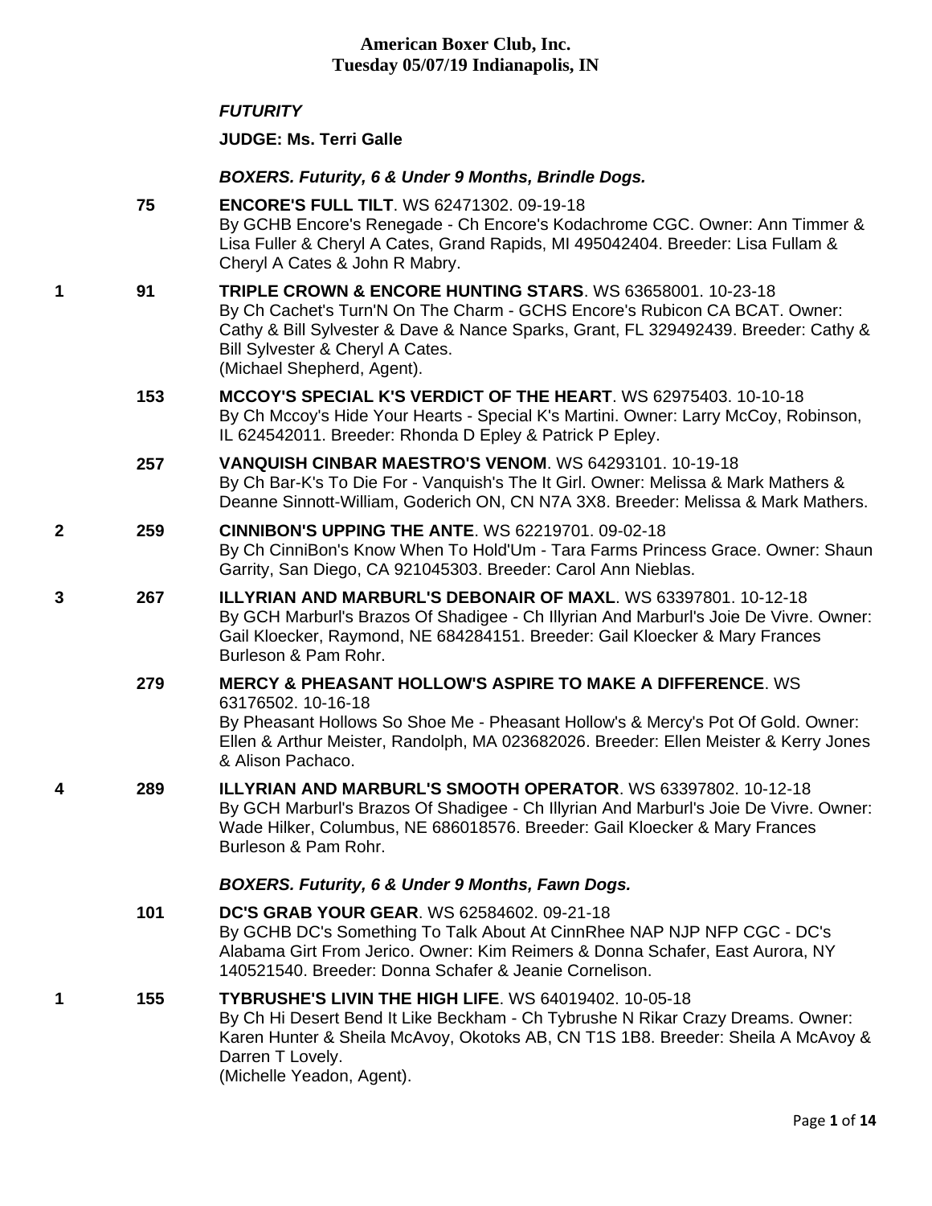**American Boxer Club, Inc.**
**Tuesday 05/07/19 Indianapolis, IN**

***FUTURITY***

**JUDGE: Ms. Terri Galle**

***BOXERS. Futurity, 6 & Under 9 Months, Brindle Dogs.***

75 **ENCORE'S FULL TILT**. WS 62471302. 09-19-18
By GCHB Encore's Renegade - Ch Encore's Kodachrome CGC. Owner: Ann Timmer & Lisa Fuller & Cheryl A Cates, Grand Rapids, MI 495042404. Breeder: Lisa Fullam & Cheryl A Cates & John R Mabry.

1 91 **TRIPLE CROWN & ENCORE HUNTING STARS**. WS 63658001. 10-23-18
By Ch Cachet's Turn'N On The Charm - GCHS Encore's Rubicon CA BCAT. Owner: Cathy & Bill Sylvester & Dave & Nance Sparks, Grant, FL 329492439. Breeder: Cathy & Bill Sylvester & Cheryl A Cates.
(Michael Shepherd, Agent).

153 **MCCOY'S SPECIAL K'S VERDICT OF THE HEART**. WS 62975403. 10-10-18
By Ch Mccoy's Hide Your Hearts - Special K's Martini. Owner: Larry McCoy, Robinson, IL 624542011. Breeder: Rhonda D Epley & Patrick P Epley.

257 **VANQUISH CINBAR MAESTRO'S VENOM**. WS 64293101. 10-19-18
By Ch Bar-K's To Die For - Vanquish's The It Girl. Owner: Melissa & Mark Mathers & Deanne Sinnott-William, Goderich ON, CN N7A 3X8. Breeder: Melissa & Mark Mathers.

2 259 **CINNIBON'S UPPING THE ANTE**. WS 62219701. 09-02-18
By Ch CinniBon's Know When To Hold'Um - Tara Farms Princess Grace. Owner: Shaun Garrity, San Diego, CA 921045303. Breeder: Carol Ann Nieblas.

3 267 **ILLYRIAN AND MARBURL'S DEBONAIR OF MAXL**. WS 63397801. 10-12-18
By GCH Marburl's Brazos Of Shadigee - Ch Illyrian And Marburl's Joie De Vivre. Owner: Gail Kloecker, Raymond, NE 684284151. Breeder: Gail Kloecker & Mary Frances Burleson & Pam Rohr.

279 **MERCY & PHEASANT HOLLOW'S ASPIRE TO MAKE A DIFFERENCE**. WS 63176502. 10-16-18
By Pheasant Hollows So Shoe Me - Pheasant Hollow's & Mercy's Pot Of Gold. Owner: Ellen & Arthur Meister, Randolph, MA 023682026. Breeder: Ellen Meister & Kerry Jones & Alison Pachaco.

4 289 **ILLYRIAN AND MARBURL'S SMOOTH OPERATOR**. WS 63397802. 10-12-18
By GCH Marburl's Brazos Of Shadigee - Ch Illyrian And Marburl's Joie De Vivre. Owner: Wade Hilker, Columbus, NE 686018576. Breeder: Gail Kloecker & Mary Frances Burleson & Pam Rohr.

***BOXERS. Futurity, 6 & Under 9 Months, Fawn Dogs.***

101 **DC'S GRAB YOUR GEAR**. WS 62584602. 09-21-18
By GCHB DC's Something To Talk About At CinnRhee NAP NJP NFP CGC - DC's Alabama Girt From Jerico. Owner: Kim Reimers & Donna Schafer, East Aurora, NY 140521540. Breeder: Donna Schafer & Jeanie Cornelison.

1 155 **TYBRUSHE'S LIVIN THE HIGH LIFE**. WS 64019402. 10-05-18
By Ch Hi Desert Bend It Like Beckham - Ch Tybrushe N Rikar Crazy Dreams. Owner: Karen Hunter & Sheila McAvoy, Okotoks AB, CN T1S 1B8. Breeder: Sheila A McAvoy & Darren T Lovely.
(Michelle Yeadon, Agent).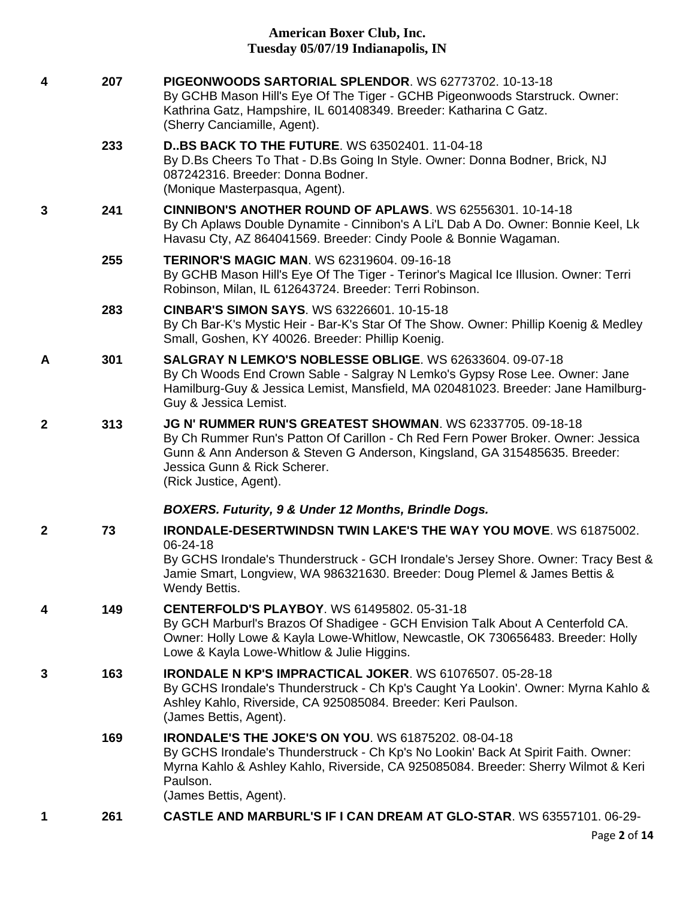| Placement | No. | Entry |
| --- | --- | --- |
| 4 | 207 | **PIGEONWOODS SARTORIAL SPLENDOR**. WS 62773702. 10-13-18<br>By GCHB Mason Hill's Eye Of The Tiger - GCHB Pigeonwoods Starstruck. Owner: Kathrina Gatz, Hampshire, IL 601408349. Breeder: Katharina C Gatz.<br>(Sherry Canciamille, Agent). |
| | 233 | **D..BS BACK TO THE FUTURE**. WS 63502401. 11-04-18<br>By D.Bs Cheers To That - D.Bs Going In Style. Owner: Donna Bodner, Brick, NJ 087242316. Breeder: Donna Bodner.<br>(Monique Masterpasqua, Agent). |
| 3 | 241 | **CINNIBON'S ANOTHER ROUND OF APLAWS**. WS 62556301. 10-14-18<br>By Ch Aplaws Double Dynamite - Cinnibon's A Li'L Dab A Do. Owner: Bonnie Keel, Lk Havasu Cty, AZ 864041569. Breeder: Cindy Poole & Bonnie Wagaman. |
| | 255 | **TERINOR'S MAGIC MAN**. WS 62319604. 09-16-18<br>By GCHB Mason Hill's Eye Of The Tiger - Terinor's Magical Ice Illusion. Owner: Terri Robinson, Milan, IL 612643724. Breeder: Terri Robinson. |
| | 283 | **CINBAR'S SIMON SAYS**. WS 63226601. 10-15-18<br>By Ch Bar-K's Mystic Heir - Bar-K's Star Of The Show. Owner: Phillip Koenig & Medley Small, Goshen, KY 40026. Breeder: Phillip Koenig. |
| A | 301 | **SALGRAY N LEMKO'S NOBLESSE OBLIGE**. WS 62633604. 09-07-18<br>By Ch Woods End Crown Sable - Salgray N Lemko's Gypsy Rose Lee. Owner: Jane Hamilburg-Guy & Jessica Lemist, Mansfield, MA 020481023. Breeder: Jane Hamilburg-Guy & Jessica Lemist. |
| 2 | 313 | **JG N' RUMMER RUN'S GREATEST SHOWMAN**. WS 62337705. 09-18-18<br>By Ch Rummer Run's Patton Of Carillon - Ch Red Fern Power Broker. Owner: Jessica Gunn & Ann Anderson & Steven G Anderson, Kingsland, GA 315485635. Breeder: Jessica Gunn & Rick Scherer.<br>(Rick Justice, Agent). |

***BOXERS. Futurity, 9 & Under 12 Months, Brindle Dogs.***

| Placement | No. | Entry |
| --- | --- | --- |
| 2 | 73 | **IRONDALE-DESERTWINDSN TWIN LAKE'S THE WAY YOU MOVE**. WS 61875002. 06-24-18<br>By GCHS Irondale's Thunderstruck - GCH Irondale's Jersey Shore. Owner: Tracy Best & Jamie Smart, Longview, WA 986321630. Breeder: Doug Plemel & James Bettis & Wendy Bettis. |
| 4 | 149 | **CENTERFOLD'S PLAYBOY**. WS 61495802. 05-31-18<br>By GCH Marburl's Brazos Of Shadigee - GCH Envision Talk About A Centerfold CA. Owner: Holly Lowe & Kayla Lowe-Whitlow, Newcastle, OK 730656483. Breeder: Holly Lowe & Kayla Lowe-Whitlow & Julie Higgins. |
| 3 | 163 | **IRONDALE N KP'S IMPRACTICAL JOKER**. WS 61076507. 05-28-18<br>By GCHS Irondale's Thunderstruck - Ch Kp's Caught Ya Lookin'. Owner: Myrna Kahlo & Ashley Kahlo, Riverside, CA 925085084. Breeder: Keri Paulson.<br>(James Bettis, Agent). |
| | 169 | **IRONDALE'S THE JOKE'S ON YOU**. WS 61875202. 08-04-18<br>By GCHS Irondale's Thunderstruck - Ch Kp's No Lookin' Back At Spirit Faith. Owner: Myrna Kahlo & Ashley Kahlo, Riverside, CA 925085084. Breeder: Sherry Wilmot & Keri Paulson.<br>(James Bettis, Agent). |
| 1 | 261 | **CASTLE AND MARBURL'S IF I CAN DREAM AT GLO-STAR**. WS 63557101. 06-29- |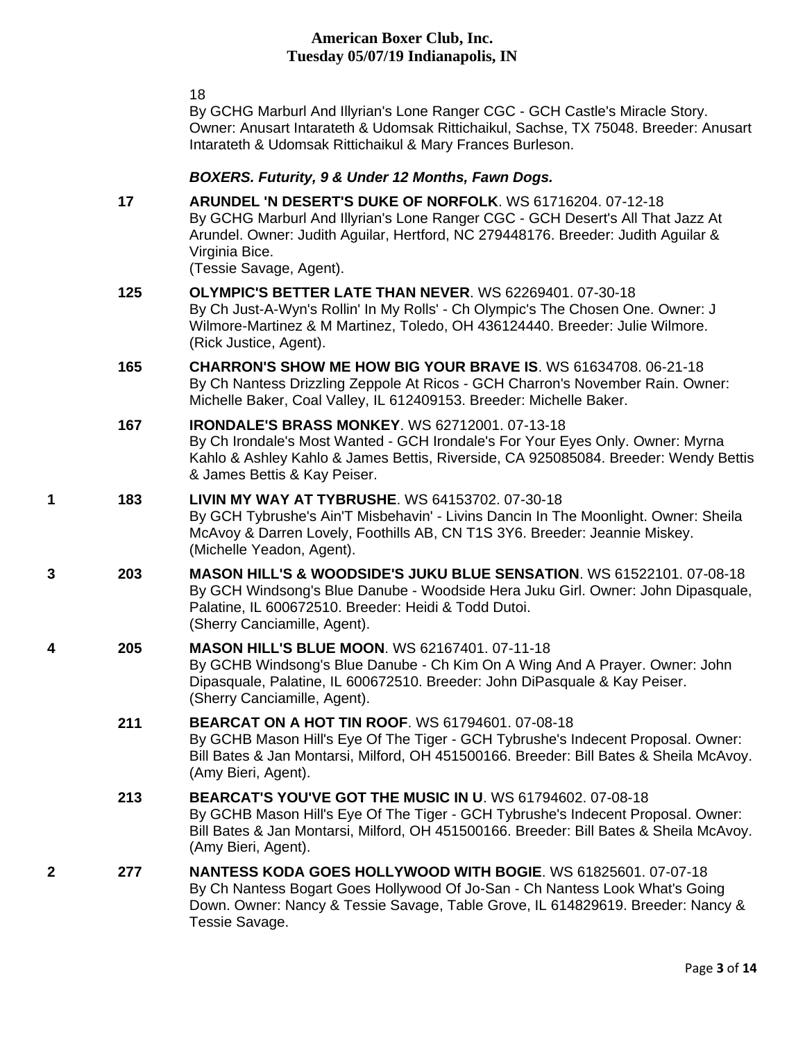18
By GCHG Marburl And Illyrian's Lone Ranger CGC - GCH Castle's Miracle Story. Owner: Anusart Intarateth & Udomsak Rittichaikul, Sachse, TX 75048. Breeder: Anusart Intarateth & Udomsak Rittichaikul & Mary Frances Burleson.

***BOXERS. Futurity, 9 & Under 12 Months, Fawn Dogs.***

17 **ARUNDEL 'N DESERT'S DUKE OF NORFOLK**. WS 61716204. 07-12-18
By GCHG Marburl And Illyrian's Lone Ranger CGC - GCH Desert's All That Jazz At Arundel. Owner: Judith Aguilar, Hertford, NC 279448176. Breeder: Judith Aguilar & Virginia Bice.
(Tessie Savage, Agent).

125 **OLYMPIC'S BETTER LATE THAN NEVER**. WS 62269401. 07-30-18
By Ch Just-A-Wyn's Rollin' In My Rolls' - Ch Olympic's The Chosen One. Owner: J Wilmore-Martinez & M Martinez, Toledo, OH 436124440. Breeder: Julie Wilmore.
(Rick Justice, Agent).

165 **CHARRON'S SHOW ME HOW BIG YOUR BRAVE IS**. WS 61634708. 06-21-18
By Ch Nantess Drizzling Zeppole At Ricos - GCH Charron's November Rain. Owner: Michelle Baker, Coal Valley, IL 612409153. Breeder: Michelle Baker.

167 **IRONDALE'S BRASS MONKEY**. WS 62712001. 07-13-18
By Ch Irondale's Most Wanted - GCH Irondale's For Your Eyes Only. Owner: Myrna Kahlo & Ashley Kahlo & James Bettis, Riverside, CA 925085084. Breeder: Wendy Bettis & James Bettis & Kay Peiser.

1 183 **LIVIN MY WAY AT TYBRUSHE**. WS 64153702. 07-30-18
By GCH Tybrushe's Ain'T Misbehavin' - Livins Dancin In The Moonlight. Owner: Sheila McAvoy & Darren Lovely, Foothills AB, CN T1S 3Y6. Breeder: Jeannie Miskey.
(Michelle Yeadon, Agent).

3 203 **MASON HILL'S & WOODSIDE'S JUKU BLUE SENSATION**. WS 61522101. 07-08-18
By GCH Windsong's Blue Danube - Woodside Hera Juku Girl. Owner: John Dipasquale, Palatine, IL 600672510. Breeder: Heidi & Todd Dutoi.
(Sherry Canciamille, Agent).

4 205 **MASON HILL'S BLUE MOON**. WS 62167401. 07-11-18
By GCHB Windsong's Blue Danube - Ch Kim On A Wing And A Prayer. Owner: John Dipasquale, Palatine, IL 600672510. Breeder: John DiPasquale & Kay Peiser.
(Sherry Canciamille, Agent).

211 **BEARCAT ON A HOT TIN ROOF**. WS 61794601. 07-08-18
By GCHB Mason Hill's Eye Of The Tiger - GCH Tybrushe's Indecent Proposal. Owner: Bill Bates & Jan Montarsi, Milford, OH 451500166. Breeder: Bill Bates & Sheila McAvoy.
(Amy Bieri, Agent).

213 **BEARCAT'S YOU'VE GOT THE MUSIC IN U**. WS 61794602. 07-08-18
By GCHB Mason Hill's Eye Of The Tiger - GCH Tybrushe's Indecent Proposal. Owner: Bill Bates & Jan Montarsi, Milford, OH 451500166. Breeder: Bill Bates & Sheila McAvoy.
(Amy Bieri, Agent).

2 277 **NANTESS KODA GOES HOLLYWOOD WITH BOGIE**. WS 61825601. 07-07-18
By Ch Nantess Bogart Goes Hollywood Of Jo-San - Ch Nantess Look What's Going Down. Owner: Nancy & Tessie Savage, Table Grove, IL 614829619. Breeder: Nancy & Tessie Savage.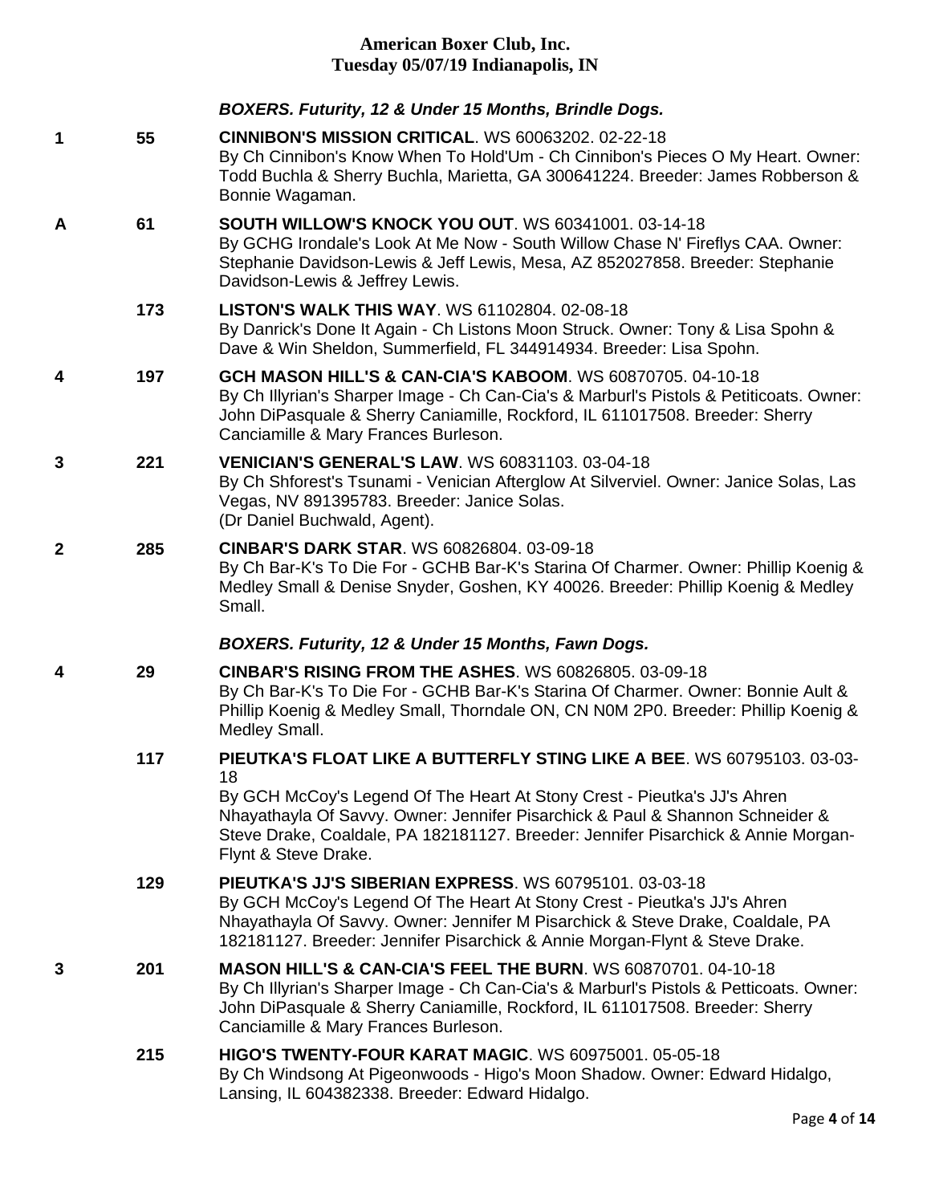**American Boxer Club, Inc.**
**Tuesday 05/07/19 Indianapolis, IN**

### *BOXERS. Futurity, 12 & Under 15 Months, Brindle Dogs.*

**1** 55 **CINNIBON'S MISSION CRITICAL**. WS 60063202. 02-22-18
By Ch Cinnibon's Know When To Hold'Um - Ch Cinnibon's Pieces O My Heart. Owner: Todd Buchla & Sherry Buchla, Marietta, GA 300641224. Breeder: James Robberson & Bonnie Wagaman.

**A** 61 **SOUTH WILLOW'S KNOCK YOU OUT**. WS 60341001. 03-14-18
By GCHG Irondale's Look At Me Now - South Willow Chase N' Fireflys CAA. Owner: Stephanie Davidson-Lewis & Jeff Lewis, Mesa, AZ 852027858. Breeder: Stephanie Davidson-Lewis & Jeffrey Lewis.

173 **LISTON'S WALK THIS WAY**. WS 61102804. 02-08-18
By Danrick's Done It Again - Ch Listons Moon Struck. Owner: Tony & Lisa Spohn & Dave & Win Sheldon, Summerfield, FL 344914934. Breeder: Lisa Spohn.

**4** 197 **GCH MASON HILL'S & CAN-CIA'S KABOOM**. WS 60870705. 04-10-18
By Ch Illyrian's Sharper Image - Ch Can-Cia's & Marburl's Pistols & Petiticoats. Owner: John DiPasquale & Sherry Caniamille, Rockford, IL 611017508. Breeder: Sherry Canciamille & Mary Frances Burleson.

**3** 221 **VENICIAN'S GENERAL'S LAW**. WS 60831103. 03-04-18
By Ch Shforest's Tsunami - Venician Afterglow At Silverviel. Owner: Janice Solas, Las Vegas, NV 891395783. Breeder: Janice Solas.
(Dr Daniel Buchwald, Agent).

**2** 285 **CINBAR'S DARK STAR**. WS 60826804. 03-09-18
By Ch Bar-K's To Die For - GCHB Bar-K's Starina Of Charmer. Owner: Phillip Koenig & Medley Small & Denise Snyder, Goshen, KY 40026. Breeder: Phillip Koenig & Medley Small.

### *BOXERS. Futurity, 12 & Under 15 Months, Fawn Dogs.*

**4** 29 **CINBAR'S RISING FROM THE ASHES**. WS 60826805. 03-09-18
By Ch Bar-K's To Die For - GCHB Bar-K's Starina Of Charmer. Owner: Bonnie Ault & Phillip Koenig & Medley Small, Thorndale ON, CN N0M 2P0. Breeder: Phillip Koenig & Medley Small.

117 **PIEUTKA'S FLOAT LIKE A BUTTERFLY STING LIKE A BEE**. WS 60795103. 03-03-18
By GCH McCoy's Legend Of The Heart At Stony Crest - Pieutka's JJ's Ahren Nhayathayla Of Savvy. Owner: Jennifer Pisarchick & Paul & Shannon Schneider & Steve Drake, Coaldale, PA 182181127. Breeder: Jennifer Pisarchick & Annie Morgan-Flynt & Steve Drake.

129 **PIEUTKA'S JJ'S SIBERIAN EXPRESS**. WS 60795101. 03-03-18
By GCH McCoy's Legend Of The Heart At Stony Crest - Pieutka's JJ's Ahren Nhayathayla Of Savvy. Owner: Jennifer M Pisarchick & Steve Drake, Coaldale, PA 182181127. Breeder: Jennifer Pisarchick & Annie Morgan-Flynt & Steve Drake.

**3** 201 **MASON HILL'S & CAN-CIA'S FEEL THE BURN**. WS 60870701. 04-10-18
By Ch Illyrian's Sharper Image - Ch Can-Cia's & Marburl's Pistols & Petticoats. Owner: John DiPasquale & Sherry Caniamille, Rockford, IL 611017508. Breeder: Sherry Canciamille & Mary Frances Burleson.

215 **HIGO'S TWENTY-FOUR KARAT MAGIC**. WS 60975001. 05-05-18
By Ch Windsong At Pigeonwoods - Higo's Moon Shadow. Owner: Edward Hidalgo, Lansing, IL 604382338. Breeder: Edward Hidalgo.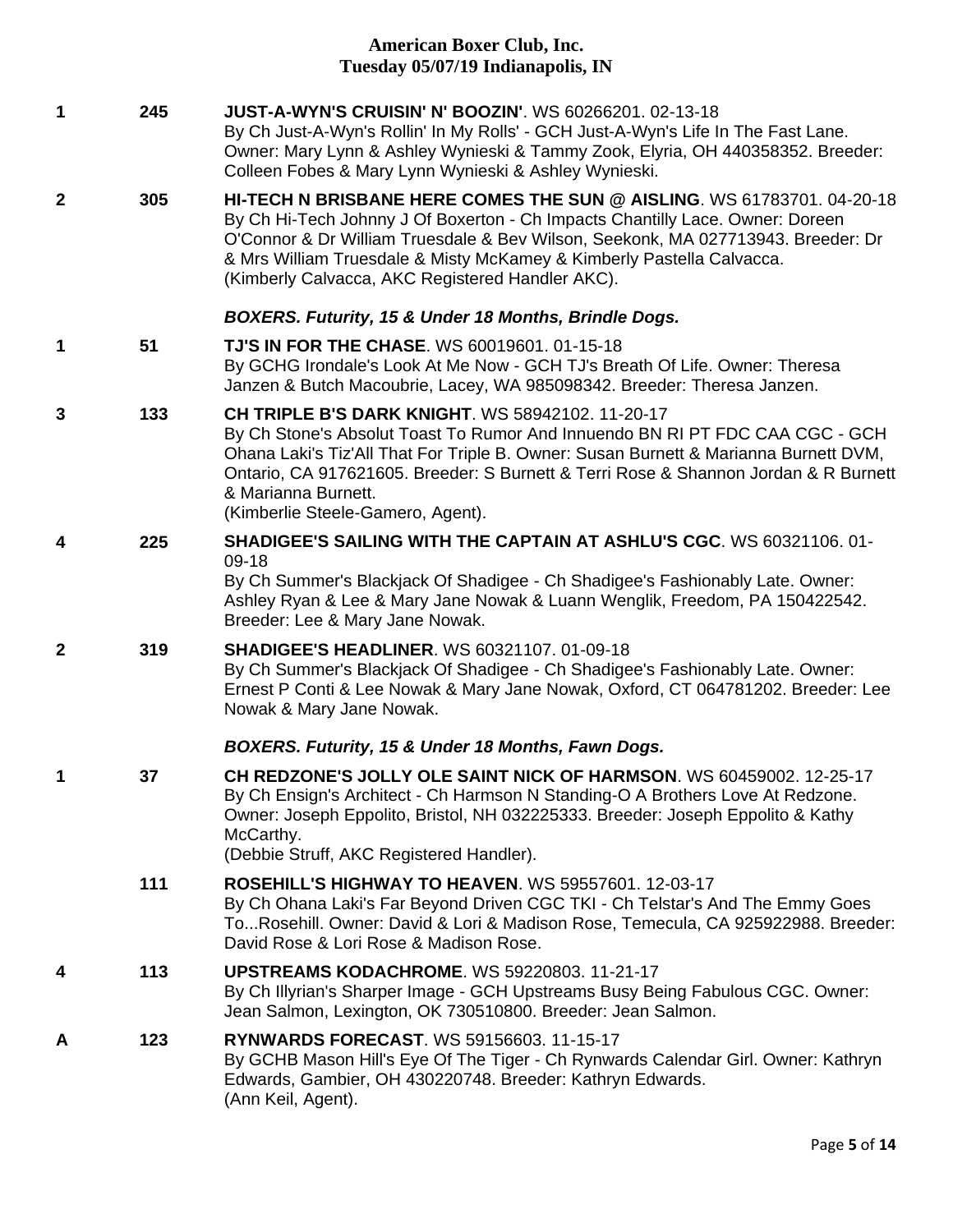**American Boxer Club, Inc.**
**Tuesday 05/07/19 Indianapolis, IN**

**1** 245 **JUST-A-WYN'S CRUISIN' N' BOOZIN'**. WS 60266201. 02-13-18
By Ch Just-A-Wyn's Rollin' In My Rolls' - GCH Just-A-Wyn's Life In The Fast Lane. Owner: Mary Lynn & Ashley Wynieski & Tammy Zook, Elyria, OH 440358352. Breeder: Colleen Fobes & Mary Lynn Wynieski & Ashley Wynieski.

**2** 305 **HI-TECH N BRISBANE HERE COMES THE SUN @ AISLING**. WS 61783701. 04-20-18
By Ch Hi-Tech Johnny J Of Boxerton - Ch Impacts Chantilly Lace. Owner: Doreen O'Connor & Dr William Truesdale & Bev Wilson, Seekonk, MA 027713943. Breeder: Dr & Mrs William Truesdale & Misty McKamey & Kimberly Pastella Calvacca.
(Kimberly Calvacca, AKC Registered Handler AKC).

### *BOXERS. Futurity, 15 & Under 18 Months, Brindle Dogs.*

**1** 51 **TJ'S IN FOR THE CHASE**. WS 60019601. 01-15-18
By GCHG Irondale's Look At Me Now - GCH TJ's Breath Of Life. Owner: Theresa Janzen & Butch Macoubrie, Lacey, WA 985098342. Breeder: Theresa Janzen.

**3** 133 **CH TRIPLE B'S DARK KNIGHT**. WS 58942102. 11-20-17
By Ch Stone's Absolut Toast To Rumor And Innuendo BN RI PT FDC CAA CGC - GCH Ohana Laki's Tiz'All That For Triple B. Owner: Susan Burnett & Marianna Burnett DVM, Ontario, CA 917621605. Breeder: S Burnett & Terri Rose & Shannon Jordan & R Burnett & Marianna Burnett.
(Kimberlie Steele-Gamero, Agent).

**4** 225 **SHADIGEE'S SAILING WITH THE CAPTAIN AT ASHLU'S CGC**. WS 60321106. 01-09-18
By Ch Summer's Blackjack Of Shadigee - Ch Shadigee's Fashionably Late. Owner: Ashley Ryan & Lee & Mary Jane Nowak & Luann Wenglik, Freedom, PA 150422542. Breeder: Lee & Mary Jane Nowak.

**2** 319 **SHADIGEE'S HEADLINER**. WS 60321107. 01-09-18
By Ch Summer's Blackjack Of Shadigee - Ch Shadigee's Fashionably Late. Owner: Ernest P Conti & Lee Nowak & Mary Jane Nowak, Oxford, CT 064781202. Breeder: Lee Nowak & Mary Jane Nowak.

### *BOXERS. Futurity, 15 & Under 18 Months, Fawn Dogs.*

**1** 37 **CH REDZONE'S JOLLY OLE SAINT NICK OF HARMSON**. WS 60459002. 12-25-17
By Ch Ensign's Architect - Ch Harmson N Standing-O A Brothers Love At Redzone. Owner: Joseph Eppolito, Bristol, NH 032225333. Breeder: Joseph Eppolito & Kathy McCarthy.
(Debbie Struff, AKC Registered Handler).

111 **ROSEHILL'S HIGHWAY TO HEAVEN**. WS 59557601. 12-03-17
By Ch Ohana Laki's Far Beyond Driven CGC TKI - Ch Telstar's And The Emmy Goes To...Rosehill. Owner: David & Lori & Madison Rose, Temecula, CA 925922988. Breeder: David Rose & Lori Rose & Madison Rose.

**4** 113 **UPSTREAMS KODACHROME**. WS 59220803. 11-21-17
By Ch Illyrian's Sharper Image - GCH Upstreams Busy Being Fabulous CGC. Owner: Jean Salmon, Lexington, OK 730510800. Breeder: Jean Salmon.

**A** 123 **RYNWARDS FORECAST**. WS 59156603. 11-15-17
By GCHB Mason Hill's Eye Of The Tiger - Ch Rynwards Calendar Girl. Owner: Kathryn Edwards, Gambier, OH 430220748. Breeder: Kathryn Edwards.
(Ann Keil, Agent).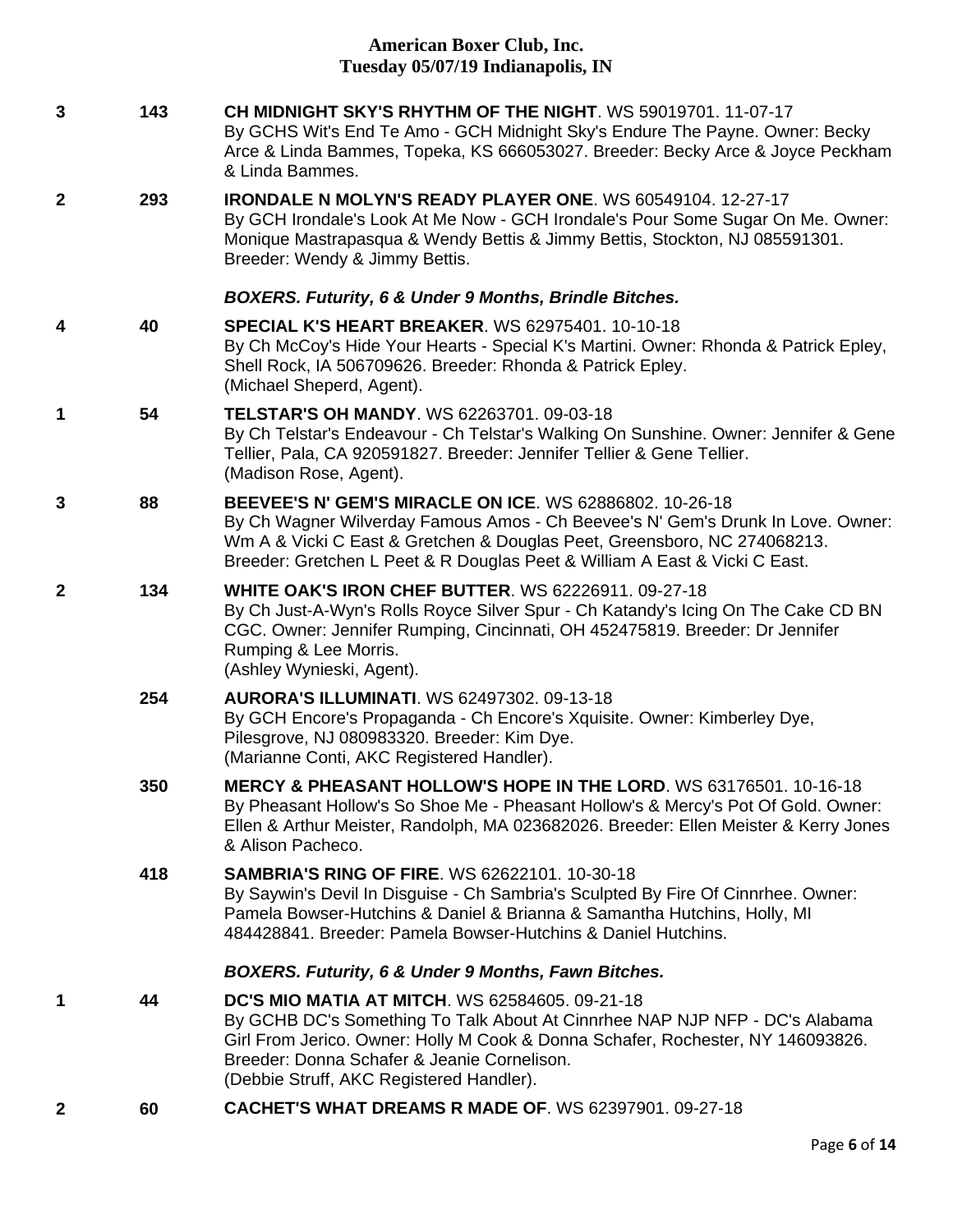**3** **143** **CH MIDNIGHT SKY'S RHYTHM OF THE NIGHT**. WS 59019701. 11-07-17
By GCHS Wit's End Te Amo - GCH Midnight Sky's Endure The Payne. Owner: Becky Arce & Linda Bammes, Topeka, KS 666053027. Breeder: Becky Arce & Joyce Peckham & Linda Bammes.

**2** **293** **IRONDALE N MOLYN'S READY PLAYER ONE**. WS 60549104. 12-27-17
By GCH Irondale's Look At Me Now - GCH Irondale's Pour Some Sugar On Me. Owner: Monique Mastrapasqua & Wendy Bettis & Jimmy Bettis, Stockton, NJ 085591301. Breeder: Wendy & Jimmy Bettis.

### *BOXERS. Futurity, 6 & Under 9 Months, Brindle Bitches.*

**4** **40** **SPECIAL K'S HEART BREAKER**. WS 62975401. 10-10-18
By Ch McCoy's Hide Your Hearts - Special K's Martini. Owner: Rhonda & Patrick Epley, Shell Rock, IA 506709626. Breeder: Rhonda & Patrick Epley.
(Michael Sheperd, Agent).

**1** **54** **TELSTAR'S OH MANDY**. WS 62263701. 09-03-18
By Ch Telstar's Endeavour - Ch Telstar's Walking On Sunshine. Owner: Jennifer & Gene Tellier, Pala, CA 920591827. Breeder: Jennifer Tellier & Gene Tellier.
(Madison Rose, Agent).

**3** **88** **BEEVEE'S N' GEM'S MIRACLE ON ICE**. WS 62886802. 10-26-18
By Ch Wagner Wilverday Famous Amos - Ch Beevee's N' Gem's Drunk In Love. Owner: Wm A & Vicki C East & Gretchen & Douglas Peet, Greensboro, NC 274068213. Breeder: Gretchen L Peet & R Douglas Peet & William A East & Vicki C East.

**2** **134** **WHITE OAK'S IRON CHEF BUTTER**. WS 62226911. 09-27-18
By Ch Just-A-Wyn's Rolls Royce Silver Spur - Ch Katandy's Icing On The Cake CD BN CGC. Owner: Jennifer Rumping, Cincinnati, OH 452475819. Breeder: Dr Jennifer Rumping & Lee Morris.
(Ashley Wynieski, Agent).

**254** **AURORA'S ILLUMINATI**. WS 62497302. 09-13-18
By GCH Encore's Propaganda - Ch Encore's Xquisite. Owner: Kimberley Dye, Pilesgrove, NJ 080983320. Breeder: Kim Dye.
(Marianne Conti, AKC Registered Handler).

**350** **MERCY & PHEASANT HOLLOW'S HOPE IN THE LORD**. WS 63176501. 10-16-18
By Pheasant Hollow's So Shoe Me - Pheasant Hollow's & Mercy's Pot Of Gold. Owner: Ellen & Arthur Meister, Randolph, MA 023682026. Breeder: Ellen Meister & Kerry Jones & Alison Pacheco.

**418** **SAMBRIA'S RING OF FIRE**. WS 62622101. 10-30-18
By Saywin's Devil In Disguise - Ch Sambria's Sculpted By Fire Of Cinnrhee. Owner: Pamela Bowser-Hutchins & Daniel & Brianna & Samantha Hutchins, Holly, MI 484428841. Breeder: Pamela Bowser-Hutchins & Daniel Hutchins.

### *BOXERS. Futurity, 6 & Under 9 Months, Fawn Bitches.*

**1** **44** **DC'S MIO MATIA AT MITCH**. WS 62584605. 09-21-18
By GCHB DC's Something To Talk About At Cinnrhee NAP NJP NFP - DC's Alabama Girl From Jerico. Owner: Holly M Cook & Donna Schafer, Rochester, NY 146093826. Breeder: Donna Schafer & Jeanie Cornelison.
(Debbie Struff, AKC Registered Handler).

**2** **60** **CACHET'S WHAT DREAMS R MADE OF**. WS 62397901. 09-27-18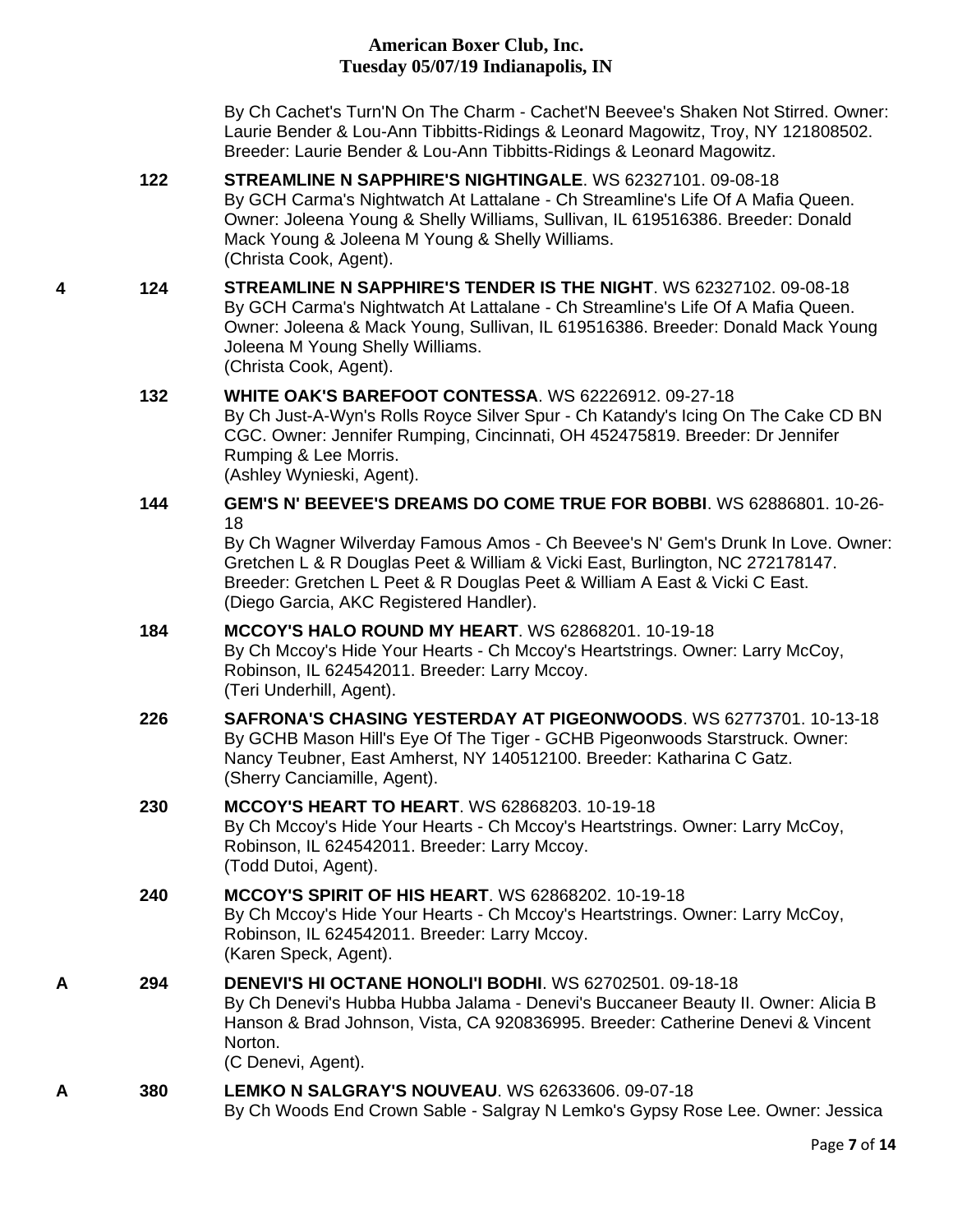By Ch Cachet's Turn'N On The Charm - Cachet'N Beevee's Shaken Not Stirred. Owner: Laurie Bender & Lou-Ann Tibbitts-Ridings & Leonard Magowitz, Troy, NY 121808502. Breeder: Laurie Bender & Lou-Ann Tibbitts-Ridings & Leonard Magowitz.

122 **STREAMLINE N SAPPHIRE'S NIGHTINGALE**. WS 62327101. 09-08-18
By GCH Carma's Nightwatch At Lattalane - Ch Streamline's Life Of A Mafia Queen. Owner: Joleena Young & Shelly Williams, Sullivan, IL 619516386. Breeder: Donald Mack Young & Joleena M Young & Shelly Williams.
(Christa Cook, Agent).

4 124 **STREAMLINE N SAPPHIRE'S TENDER IS THE NIGHT**. WS 62327102. 09-08-18
By GCH Carma's Nightwatch At Lattalane - Ch Streamline's Life Of A Mafia Queen. Owner: Joleena & Mack Young, Sullivan, IL 619516386. Breeder: Donald Mack Young Joleena M Young Shelly Williams.
(Christa Cook, Agent).

132 **WHITE OAK'S BAREFOOT CONTESSA**. WS 62226912. 09-27-18
By Ch Just-A-Wyn's Rolls Royce Silver Spur - Ch Katandy's Icing On The Cake CD BN CGC. Owner: Jennifer Rumping, Cincinnati, OH 452475819. Breeder: Dr Jennifer Rumping & Lee Morris.
(Ashley Wynieski, Agent).

144 **GEM'S N' BEEVEE'S DREAMS DO COME TRUE FOR BOBBI**. WS 62886801. 10-26-18
By Ch Wagner Wilverday Famous Amos - Ch Beevee's N' Gem's Drunk In Love. Owner: Gretchen L & R Douglas Peet & William & Vicki East, Burlington, NC 272178147. Breeder: Gretchen L Peet & R Douglas Peet & William A East & Vicki C East.
(Diego Garcia, AKC Registered Handler).

184 **MCCOY'S HALO ROUND MY HEART**. WS 62868201. 10-19-18
By Ch Mccoy's Hide Your Hearts - Ch Mccoy's Heartstrings. Owner: Larry McCoy, Robinson, IL 624542011. Breeder: Larry Mccoy.
(Teri Underhill, Agent).

226 **SAFRONA'S CHASING YESTERDAY AT PIGEONWOODS**. WS 62773701. 10-13-18
By GCHB Mason Hill's Eye Of The Tiger - GCHB Pigeonwoods Starstruck. Owner: Nancy Teubner, East Amherst, NY 140512100. Breeder: Katharina C Gatz.
(Sherry Canciamille, Agent).

230 **MCCOY'S HEART TO HEART**. WS 62868203. 10-19-18
By Ch Mccoy's Hide Your Hearts - Ch Mccoy's Heartstrings. Owner: Larry McCoy, Robinson, IL 624542011. Breeder: Larry Mccoy.
(Todd Dutoi, Agent).

240 **MCCOY'S SPIRIT OF HIS HEART**. WS 62868202. 10-19-18
By Ch Mccoy's Hide Your Hearts - Ch Mccoy's Heartstrings. Owner: Larry McCoy, Robinson, IL 624542011. Breeder: Larry Mccoy.
(Karen Speck, Agent).

A 294 **DENEVI'S HI OCTANE HONOLI'I BODHI**. WS 62702501. 09-18-18
By Ch Denevi's Hubba Hubba Jalama - Denevi's Buccaneer Beauty II. Owner: Alicia B Hanson & Brad Johnson, Vista, CA 920836995. Breeder: Catherine Denevi & Vincent Norton.
(C Denevi, Agent).

A 380 **LEMKO N SALGRAY'S NOUVEAU**. WS 62633606. 09-07-18
By Ch Woods End Crown Sable - Salgray N Lemko's Gypsy Rose Lee. Owner: Jessica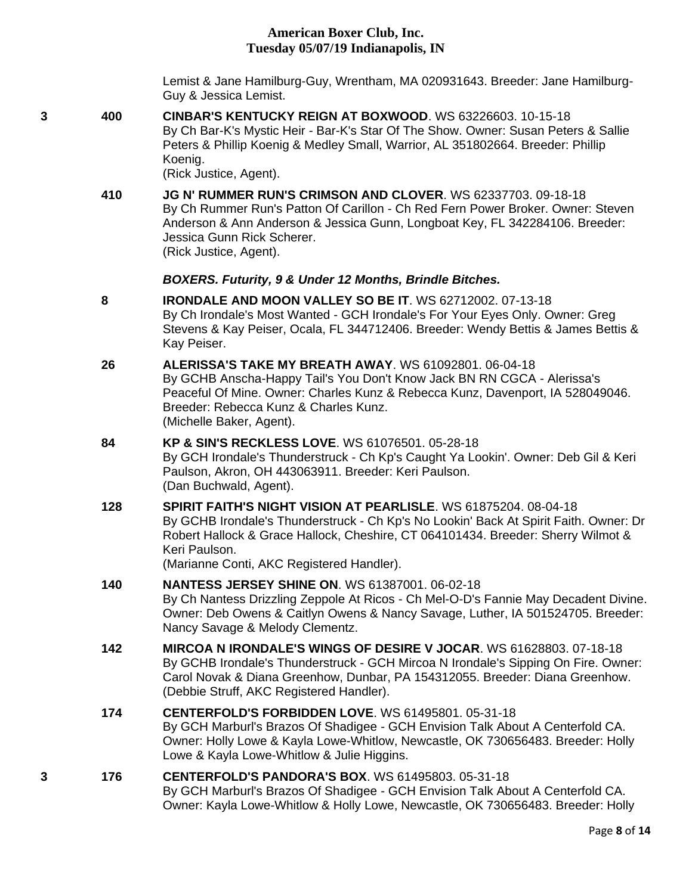Lemist & Jane Hamilburg-Guy, Wrentham, MA 020931643. Breeder: Jane Hamilburg-Guy & Jessica Lemist.

3 **400** **CINBAR'S KENTUCKY REIGN AT BOXWOOD**. WS 63226603. 10-15-18
By Ch Bar-K's Mystic Heir - Bar-K's Star Of The Show. Owner: Susan Peters & Sallie Peters & Phillip Koenig & Medley Small, Warrior, AL 351802664. Breeder: Phillip Koenig.
(Rick Justice, Agent).

**410** **JG N' RUMMER RUN'S CRIMSON AND CLOVER**. WS 62337703. 09-18-18
By Ch Rummer Run's Patton Of Carillon - Ch Red Fern Power Broker. Owner: Steven Anderson & Ann Anderson & Jessica Gunn, Longboat Key, FL 342284106. Breeder: Jessica Gunn Rick Scherer.
(Rick Justice, Agent).

***BOXERS. Futurity, 9 & Under 12 Months, Brindle Bitches.***

**8** **IRONDALE AND MOON VALLEY SO BE IT**. WS 62712002. 07-13-18
By Ch Irondale's Most Wanted - GCH Irondale's For Your Eyes Only. Owner: Greg Stevens & Kay Peiser, Ocala, FL 344712406. Breeder: Wendy Bettis & James Bettis & Kay Peiser.

**26** **ALERISSA'S TAKE MY BREATH AWAY**. WS 61092801. 06-04-18
By GCHB Anscha-Happy Tail's You Don't Know Jack BN RN CGCA - Alerissa's Peaceful Of Mine. Owner: Charles Kunz & Rebecca Kunz, Davenport, IA 528049046. Breeder: Rebecca Kunz & Charles Kunz.
(Michelle Baker, Agent).

**84** **KP & SIN'S RECKLESS LOVE**. WS 61076501. 05-28-18
By GCH Irondale's Thunderstruck - Ch Kp's Caught Ya Lookin'. Owner: Deb Gil & Keri Paulson, Akron, OH 443063911. Breeder: Keri Paulson.
(Dan Buchwald, Agent).

**128** **SPIRIT FAITH'S NIGHT VISION AT PEARLISLE**. WS 61875204. 08-04-18
By GCHB Irondale's Thunderstruck - Ch Kp's No Lookin' Back At Spirit Faith. Owner: Dr Robert Hallock & Grace Hallock, Cheshire, CT 064101434. Breeder: Sherry Wilmot & Keri Paulson.
(Marianne Conti, AKC Registered Handler).

**140** **NANTESS JERSEY SHINE ON**. WS 61387001. 06-02-18
By Ch Nantess Drizzling Zeppole At Ricos - Ch Mel-O-D's Fannie May Decadent Divine. Owner: Deb Owens & Caitlyn Owens & Nancy Savage, Luther, IA 501524705. Breeder: Nancy Savage & Melody Clementz.

**142** **MIRCOA N IRONDALE'S WINGS OF DESIRE V JOCAR**. WS 61628803. 07-18-18
By GCHB Irondale's Thunderstruck - GCH Mircoa N Irondale's Sipping On Fire. Owner: Carol Novak & Diana Greenhow, Dunbar, PA 154312055. Breeder: Diana Greenhow.
(Debbie Struff, AKC Registered Handler).

**174** **CENTERFOLD'S FORBIDDEN LOVE**. WS 61495801. 05-31-18
By GCH Marburl's Brazos Of Shadigee - GCH Envision Talk About A Centerfold CA. Owner: Holly Lowe & Kayla Lowe-Whitlow, Newcastle, OK 730656483. Breeder: Holly Lowe & Kayla Lowe-Whitlow & Julie Higgins.

3 **176** **CENTERFOLD'S PANDORA'S BOX**. WS 61495803. 05-31-18
By GCH Marburl's Brazos Of Shadigee - GCH Envision Talk About A Centerfold CA. Owner: Kayla Lowe-Whitlow & Holly Lowe, Newcastle, OK 730656483. Breeder: Holly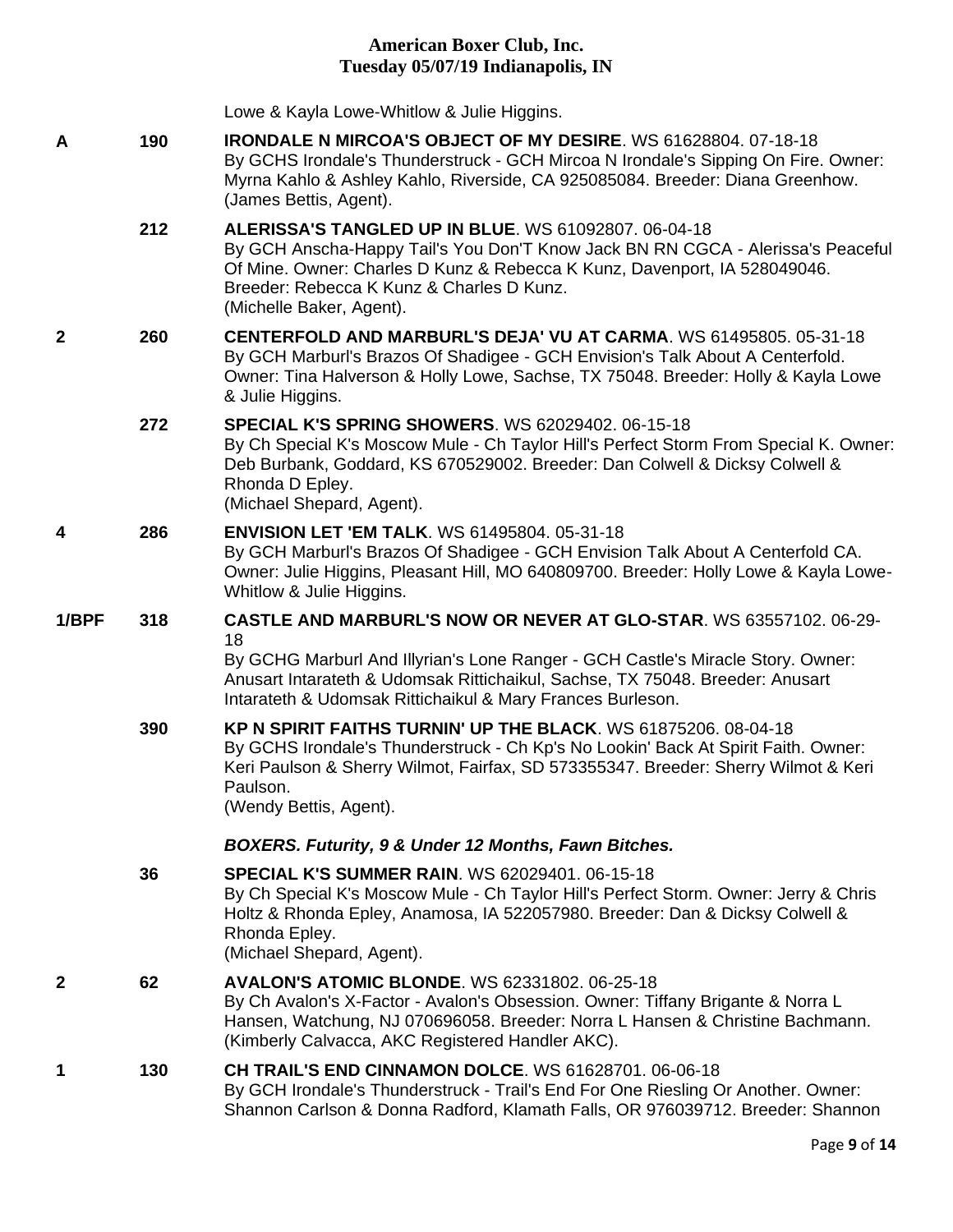Lowe & Kayla Lowe-Whitlow & Julie Higgins.

| Placement | Armband | Entry |
|---|---|---|
| A | 190 | **IRONDALE N MIRCOA'S OBJECT OF MY DESIRE**. WS 61628804. 07-18-18 By GCHS Irondale's Thunderstruck - GCH Mircoa N Irondale's Sipping On Fire. Owner: Myrna Kahlo & Ashley Kahlo, Riverside, CA 925085084. Breeder: Diana Greenhow. (James Bettis, Agent). |
| | 212 | **ALERISSA'S TANGLED UP IN BLUE**. WS 61092807. 06-04-18 By GCH Anscha-Happy Tail's You Don'T Know Jack BN RN CGCA - Alerissa's Peaceful Of Mine. Owner: Charles D Kunz & Rebecca K Kunz, Davenport, IA 528049046. Breeder: Rebecca K Kunz & Charles D Kunz. (Michelle Baker, Agent). |
| 2 | 260 | **CENTERFOLD AND MARBURL'S DEJA' VU AT CARMA**. WS 61495805. 05-31-18 By GCH Marburl's Brazos Of Shadigee - GCH Envision's Talk About A Centerfold. Owner: Tina Halverson & Holly Lowe, Sachse, TX 75048. Breeder: Holly & Kayla Lowe & Julie Higgins. |
| | 272 | **SPECIAL K'S SPRING SHOWERS**. WS 62029402. 06-15-18 By Ch Special K's Moscow Mule - Ch Taylor Hill's Perfect Storm From Special K. Owner: Deb Burbank, Goddard, KS 670529002. Breeder: Dan Colwell & Dicksy Colwell & Rhonda D Epley. (Michael Shepard, Agent). |
| 4 | 286 | **ENVISION LET 'EM TALK**. WS 61495804. 05-31-18 By GCH Marburl's Brazos Of Shadigee - GCH Envision Talk About A Centerfold CA. Owner: Julie Higgins, Pleasant Hill, MO 640809700. Breeder: Holly Lowe & Kayla Lowe-Whitlow & Julie Higgins. |
| 1/BPF | 318 | **CASTLE AND MARBURL'S NOW OR NEVER AT GLO-STAR**. WS 63557102. 06-29-18 By GCHG Marburl And Illyrian's Lone Ranger - GCH Castle's Miracle Story. Owner: Anusart Intarateth & Udomsak Rittichaikul, Sachse, TX 75048. Breeder: Anusart Intarateth & Udomsak Rittichaikul & Mary Frances Burleson. |
| | 390 | **KP N SPIRIT FAITHS TURNIN' UP THE BLACK**. WS 61875206. 08-04-18 By GCHS Irondale's Thunderstruck - Ch Kp's No Lookin' Back At Spirit Faith. Owner: Keri Paulson & Sherry Wilmot, Fairfax, SD 573355347. Breeder: Sherry Wilmot & Keri Paulson. (Wendy Bettis, Agent). |

***BOXERS. Futurity, 9 & Under 12 Months, Fawn Bitches.***

| Placement | Armband | Entry |
|---|---|---|
| | 36 | **SPECIAL K'S SUMMER RAIN**. WS 62029401. 06-15-18 By Ch Special K's Moscow Mule - Ch Taylor Hill's Perfect Storm. Owner: Jerry & Chris Holtz & Rhonda Epley, Anamosa, IA 522057980. Breeder: Dan & Dicksy Colwell & Rhonda Epley. (Michael Shepard, Agent). |
| 2 | 62 | **AVALON'S ATOMIC BLONDE**. WS 62331802. 06-25-18 By Ch Avalon's X-Factor - Avalon's Obsession. Owner: Tiffany Brigante & Norra L Hansen, Watchung, NJ 070696058. Breeder: Norra L Hansen & Christine Bachmann. (Kimberly Calvacca, AKC Registered Handler AKC). |
| 1 | 130 | **CH TRAIL'S END CINNAMON DOLCE**. WS 61628701. 06-06-18 By GCH Irondale's Thunderstruck - Trail's End For One Riesling Or Another. Owner: Shannon Carlson & Donna Radford, Klamath Falls, OR 976039712. Breeder: Shannon |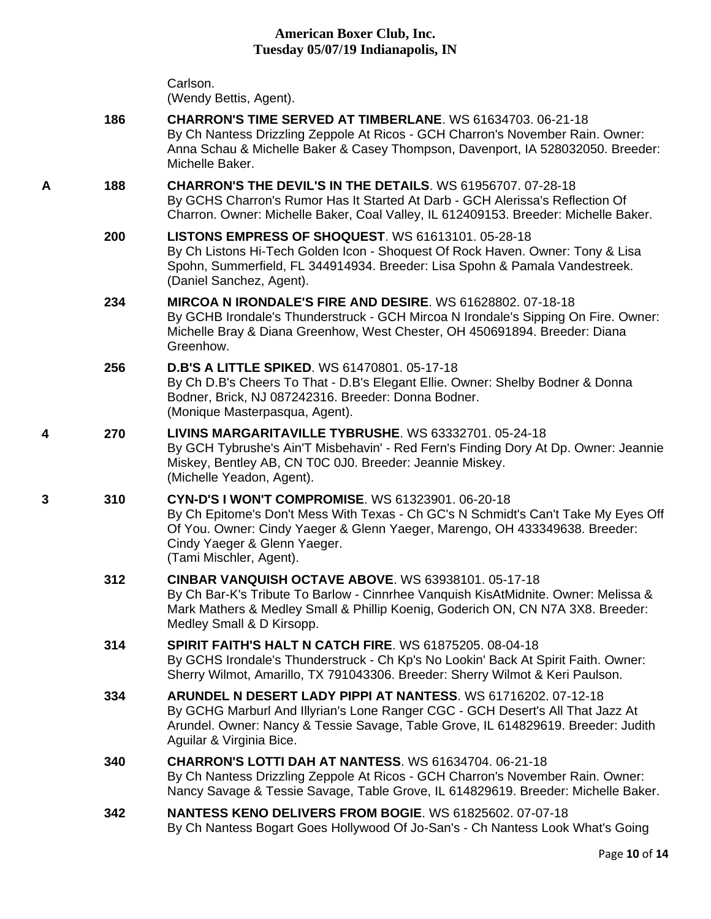Carlson.
(Wendy Bettis, Agent).

186 **CHARRON'S TIME SERVED AT TIMBERLANE**. WS 61634703. 06-21-18
By Ch Nantess Drizzling Zeppole At Ricos - GCH Charron's November Rain. Owner: Anna Schau & Michelle Baker & Casey Thompson, Davenport, IA 528032050. Breeder: Michelle Baker.

A 188 **CHARRON'S THE DEVIL'S IN THE DETAILS**. WS 61956707. 07-28-18
By GCHS Charron's Rumor Has It Started At Darb - GCH Alerissa's Reflection Of Charron. Owner: Michelle Baker, Coal Valley, IL 612409153. Breeder: Michelle Baker.

200 **LISTONS EMPRESS OF SHOQUEST**. WS 61613101. 05-28-18
By Ch Listons Hi-Tech Golden Icon - Shoquest Of Rock Haven. Owner: Tony & Lisa Spohn, Summerfield, FL 344914934. Breeder: Lisa Spohn & Pamala Vandestreek.
(Daniel Sanchez, Agent).

234 **MIRCOA N IRONDALE'S FIRE AND DESIRE**. WS 61628802. 07-18-18
By GCHB Irondale's Thunderstruck - GCH Mircoa N Irondale's Sipping On Fire. Owner: Michelle Bray & Diana Greenhow, West Chester, OH 450691894. Breeder: Diana Greenhow.

256 **D.B'S A LITTLE SPIKED**. WS 61470801. 05-17-18
By Ch D.B's Cheers To That - D.B's Elegant Ellie. Owner: Shelby Bodner & Donna Bodner, Brick, NJ 087242316. Breeder: Donna Bodner.
(Monique Masterpasqua, Agent).

4 270 **LIVINS MARGARITAVILLE TYBRUSHE**. WS 63332701. 05-24-18
By GCH Tybrushe's Ain'T Misbehavin' - Red Fern's Finding Dory At Dp. Owner: Jeannie Miskey, Bentley AB, CN T0C 0J0. Breeder: Jeannie Miskey.
(Michelle Yeadon, Agent).

3 310 **CYN-D'S I WON'T COMPROMISE**. WS 61323901. 06-20-18
By Ch Epitome's Don't Mess With Texas - Ch GC's N Schmidt's Can't Take My Eyes Off Of You. Owner: Cindy Yaeger & Glenn Yaeger, Marengo, OH 433349638. Breeder: Cindy Yaeger & Glenn Yaeger.
(Tami Mischler, Agent).

312 **CINBAR VANQUISH OCTAVE ABOVE**. WS 63938101. 05-17-18
By Ch Bar-K's Tribute To Barlow - Cinnrhee Vanquish KisAtMidnite. Owner: Melissa & Mark Mathers & Medley Small & Phillip Koenig, Goderich ON, CN N7A 3X8. Breeder: Medley Small & D Kirsopp.

314 **SPIRIT FAITH'S HALT N CATCH FIRE**. WS 61875205. 08-04-18
By GCHS Irondale's Thunderstruck - Ch Kp's No Lookin' Back At Spirit Faith. Owner: Sherry Wilmot, Amarillo, TX 791043306. Breeder: Sherry Wilmot & Keri Paulson.

334 **ARUNDEL N DESERT LADY PIPPI AT NANTESS**. WS 61716202. 07-12-18
By GCHG Marburl And Illyrian's Lone Ranger CGC - GCH Desert's All That Jazz At Arundel. Owner: Nancy & Tessie Savage, Table Grove, IL 614829619. Breeder: Judith Aguilar & Virginia Bice.

340 **CHARRON'S LOTTI DAH AT NANTESS**. WS 61634704. 06-21-18
By Ch Nantess Drizzling Zeppole At Ricos - GCH Charron's November Rain. Owner: Nancy Savage & Tessie Savage, Table Grove, IL 614829619. Breeder: Michelle Baker.

342 **NANTESS KENO DELIVERS FROM BOGIE**. WS 61825602. 07-07-18
By Ch Nantess Bogart Goes Hollywood Of Jo-San's - Ch Nantess Look What's Going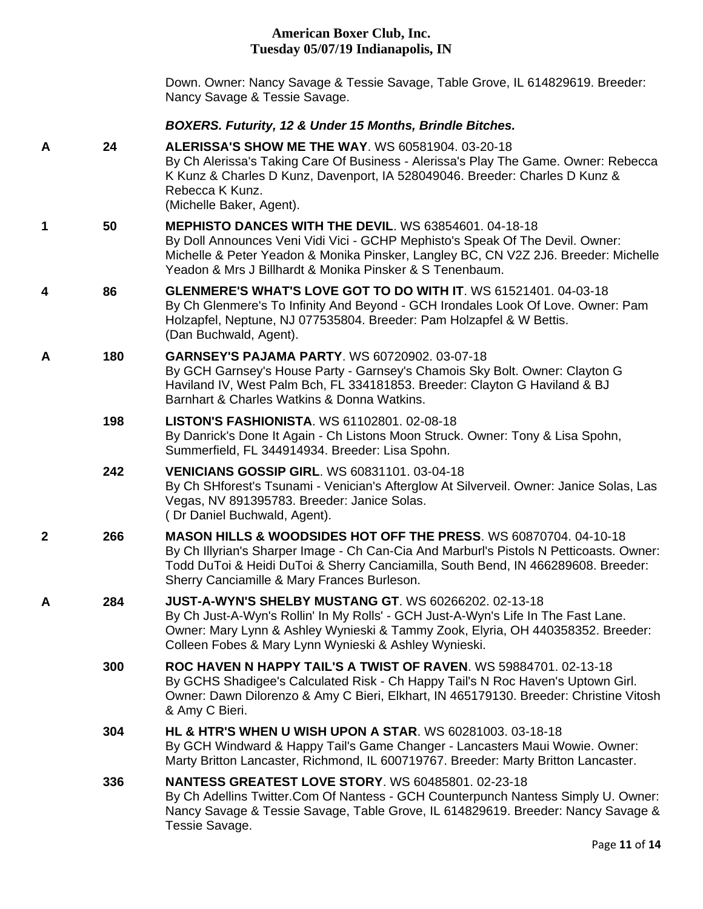Down. Owner: Nancy Savage & Tessie Savage, Table Grove, IL 614829619. Breeder: Nancy Savage & Tessie Savage.

***BOXERS. Futurity, 12 & Under 15 Months, Brindle Bitches.***

A | 24 | **ALERISSA'S SHOW ME THE WAY**. WS 60581904. 03-20-18
By Ch Alerissa's Taking Care Of Business - Alerissa's Play The Game. Owner: Rebecca K Kunz & Charles D Kunz, Davenport, IA 528049046. Breeder: Charles D Kunz & Rebecca K Kunz.
(Michelle Baker, Agent).

1 | 50 | **MEPHISTO DANCES WITH THE DEVIL**. WS 63854601. 04-18-18
By Doll Announces Veni Vidi Vici - GCHP Mephisto's Speak Of The Devil. Owner: Michelle & Peter Yeadon & Monika Pinsker, Langley BC, CN V2Z 2J6. Breeder: Michelle Yeadon & Mrs J Billhardt & Monika Pinsker & S Tenenbaum.

4 | 86 | **GLENMERE'S WHAT'S LOVE GOT TO DO WITH IT**. WS 61521401. 04-03-18
By Ch Glenmere's To Infinity And Beyond - GCH Irondales Look Of Love. Owner: Pam Holzapfel, Neptune, NJ 077535804. Breeder: Pam Holzapfel & W Bettis.
(Dan Buchwald, Agent).

A | 180 | **GARNSEY'S PAJAMA PARTY**. WS 60720902. 03-07-18
By GCH Garnsey's House Party - Garnsey's Chamois Sky Bolt. Owner: Clayton G Haviland IV, West Palm Bch, FL 334181853. Breeder: Clayton G Haviland & BJ Barnhart & Charles Watkins & Donna Watkins.

198 | **LISTON'S FASHIONISTA**. WS 61102801. 02-08-18
By Danrick's Done It Again - Ch Listons Moon Struck. Owner: Tony & Lisa Spohn, Summerfield, FL 344914934. Breeder: Lisa Spohn.

242 | **VENICIANS GOSSIP GIRL**. WS 60831101. 03-04-18
By Ch SHforest's Tsunami - Venician's Afterglow At Silverveil. Owner: Janice Solas, Las Vegas, NV 891395783. Breeder: Janice Solas.
( Dr Daniel Buchwald, Agent).

2 | 266 | **MASON HILLS & WOODSIDES HOT OFF THE PRESS**. WS 60870704. 04-10-18
By Ch Illyrian's Sharper Image - Ch Can-Cia And Marburl's Pistols N Petticoasts. Owner: Todd DuToi & Heidi DuToi & Sherry Canciamilla, South Bend, IN 466289608. Breeder: Sherry Canciamille & Mary Frances Burleson.

A | 284 | **JUST-A-WYN'S SHELBY MUSTANG GT**. WS 60266202. 02-13-18
By Ch Just-A-Wyn's Rollin' In My Rolls' - GCH Just-A-Wyn's Life In The Fast Lane. Owner: Mary Lynn & Ashley Wynieski & Tammy Zook, Elyria, OH 440358352. Breeder: Colleen Fobes & Mary Lynn Wynieski & Ashley Wynieski.

300 | **ROC HAVEN N HAPPY TAIL'S A TWIST OF RAVEN**. WS 59884701. 02-13-18
By GCHS Shadigee's Calculated Risk - Ch Happy Tail's N Roc Haven's Uptown Girl. Owner: Dawn Dilorenzo & Amy C Bieri, Elkhart, IN 465179130. Breeder: Christine Vitosh & Amy C Bieri.

304 | **HL & HTR'S WHEN U WISH UPON A STAR**. WS 60281003. 03-18-18
By GCH Windward & Happy Tail's Game Changer - Lancasters Maui Wowie. Owner: Marty Britton Lancaster, Richmond, IL 600719767. Breeder: Marty Britton Lancaster.

336 | **NANTESS GREATEST LOVE STORY**. WS 60485801. 02-23-18
By Ch Adellins Twitter.Com Of Nantess - GCH Counterpunch Nantess Simply U. Owner: Nancy Savage & Tessie Savage, Table Grove, IL 614829619. Breeder: Nancy Savage & Tessie Savage.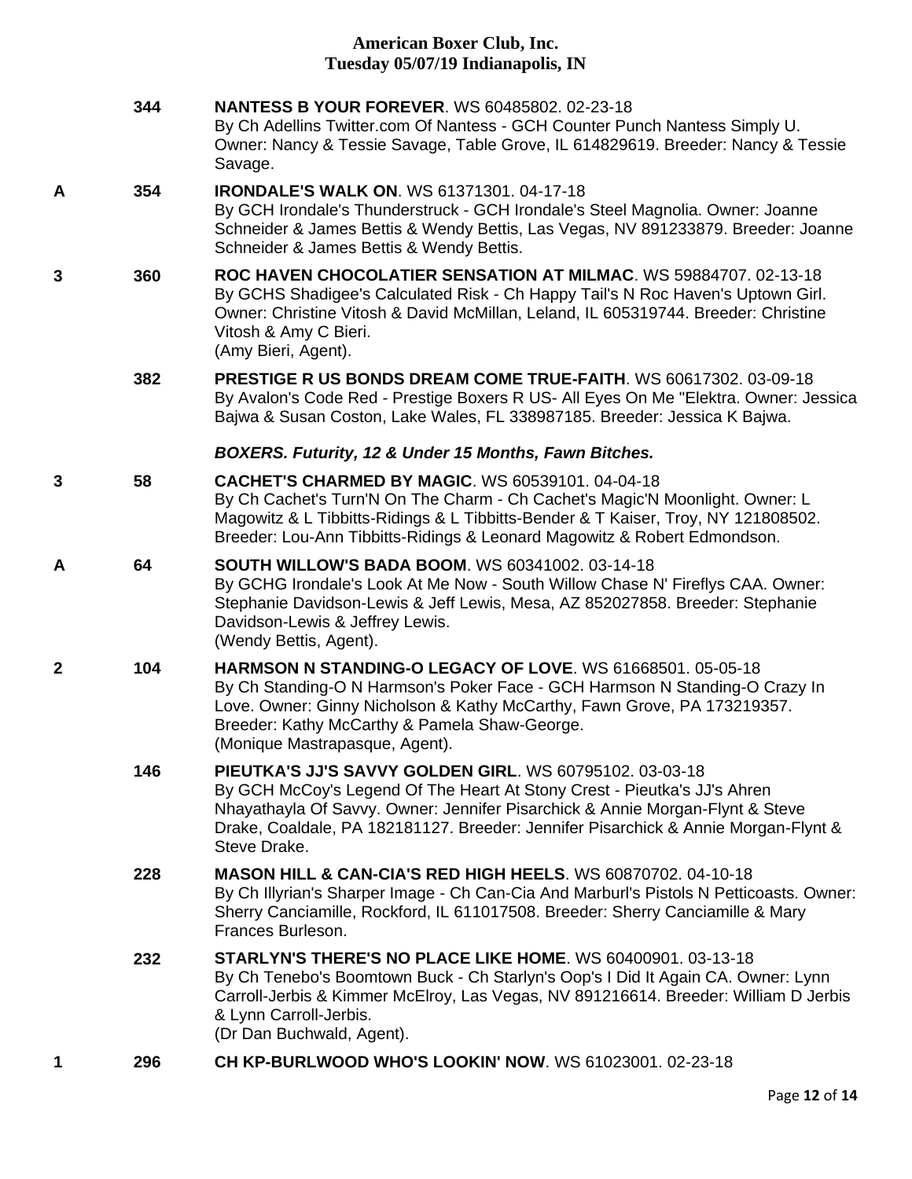344 **NANTESS B YOUR FOREVER**. WS 60485802. 02-23-18
By Ch Adellins Twitter.com Of Nantess - GCH Counter Punch Nantess Simply U. Owner: Nancy & Tessie Savage, Table Grove, IL 614829619. Breeder: Nancy & Tessie Savage.

A 354 **IRONDALE'S WALK ON**. WS 61371301. 04-17-18
By GCH Irondale's Thunderstruck - GCH Irondale's Steel Magnolia. Owner: Joanne Schneider & James Bettis & Wendy Bettis, Las Vegas, NV 891233879. Breeder: Joanne Schneider & James Bettis & Wendy Bettis.

3 360 **ROC HAVEN CHOCOLATIER SENSATION AT MILMAC**. WS 59884707. 02-13-18
By GCHS Shadigee's Calculated Risk - Ch Happy Tail's N Roc Haven's Uptown Girl. Owner: Christine Vitosh & David McMillan, Leland, IL 605319744. Breeder: Christine Vitosh & Amy C Bieri.
(Amy Bieri, Agent).

382 **PRESTIGE R US BONDS DREAM COME TRUE-FAITH**. WS 60617302. 03-09-18
By Avalon's Code Red - Prestige Boxers R US- All Eyes On Me "Elektra. Owner: Jessica Bajwa & Susan Coston, Lake Wales, FL 338987185. Breeder: Jessica K Bajwa.

***BOXERS. Futurity, 12 & Under 15 Months, Fawn Bitches.***

3 58 **CACHET'S CHARMED BY MAGIC**. WS 60539101. 04-04-18
By Ch Cachet's Turn'N On The Charm - Ch Cachet's Magic'N Moonlight. Owner: L Magowitz & L Tibbitts-Ridings & L Tibbitts-Bender & T Kaiser, Troy, NY 121808502. Breeder: Lou-Ann Tibbitts-Ridings & Leonard Magowitz & Robert Edmondson.

A 64 **SOUTH WILLOW'S BADA BOOM**. WS 60341002. 03-14-18
By GCHG Irondale's Look At Me Now - South Willow Chase N' Fireflys CAA. Owner: Stephanie Davidson-Lewis & Jeff Lewis, Mesa, AZ 852027858. Breeder: Stephanie Davidson-Lewis & Jeffrey Lewis.
(Wendy Bettis, Agent).

2 104 **HARMSON N STANDING-O LEGACY OF LOVE**. WS 61668501. 05-05-18
By Ch Standing-O N Harmson's Poker Face - GCH Harmson N Standing-O Crazy In Love. Owner: Ginny Nicholson & Kathy McCarthy, Fawn Grove, PA 173219357. Breeder: Kathy McCarthy & Pamela Shaw-George.
(Monique Mastrapasque, Agent).

146 **PIEUTKA'S JJ'S SAVVY GOLDEN GIRL**. WS 60795102. 03-03-18
By GCH McCoy's Legend Of The Heart At Stony Crest - Pieutka's JJ's Ahren Nhayathayla Of Savvy. Owner: Jennifer Pisarchick & Annie Morgan-Flynt & Steve Drake, Coaldale, PA 182181127. Breeder: Jennifer Pisarchick & Annie Morgan-Flynt & Steve Drake.

228 **MASON HILL & CAN-CIA'S RED HIGH HEELS**. WS 60870702. 04-10-18
By Ch Illyrian's Sharper Image - Ch Can-Cia And Marburl's Pistols N Petticoasts. Owner: Sherry Canciamille, Rockford, IL 611017508. Breeder: Sherry Canciamille & Mary Frances Burleson.

232 **STARLYN'S THERE'S NO PLACE LIKE HOME**. WS 60400901. 03-13-18
By Ch Tenebo's Boomtown Buck - Ch Starlyn's Oop's I Did It Again CA. Owner: Lynn Carroll-Jerbis & Kimmer McElroy, Las Vegas, NV 891216614. Breeder: William D Jerbis & Lynn Carroll-Jerbis.
(Dr Dan Buchwald, Agent).

1 296 **CH KP-BURLWOOD WHO'S LOOKIN' NOW**. WS 61023001. 02-23-18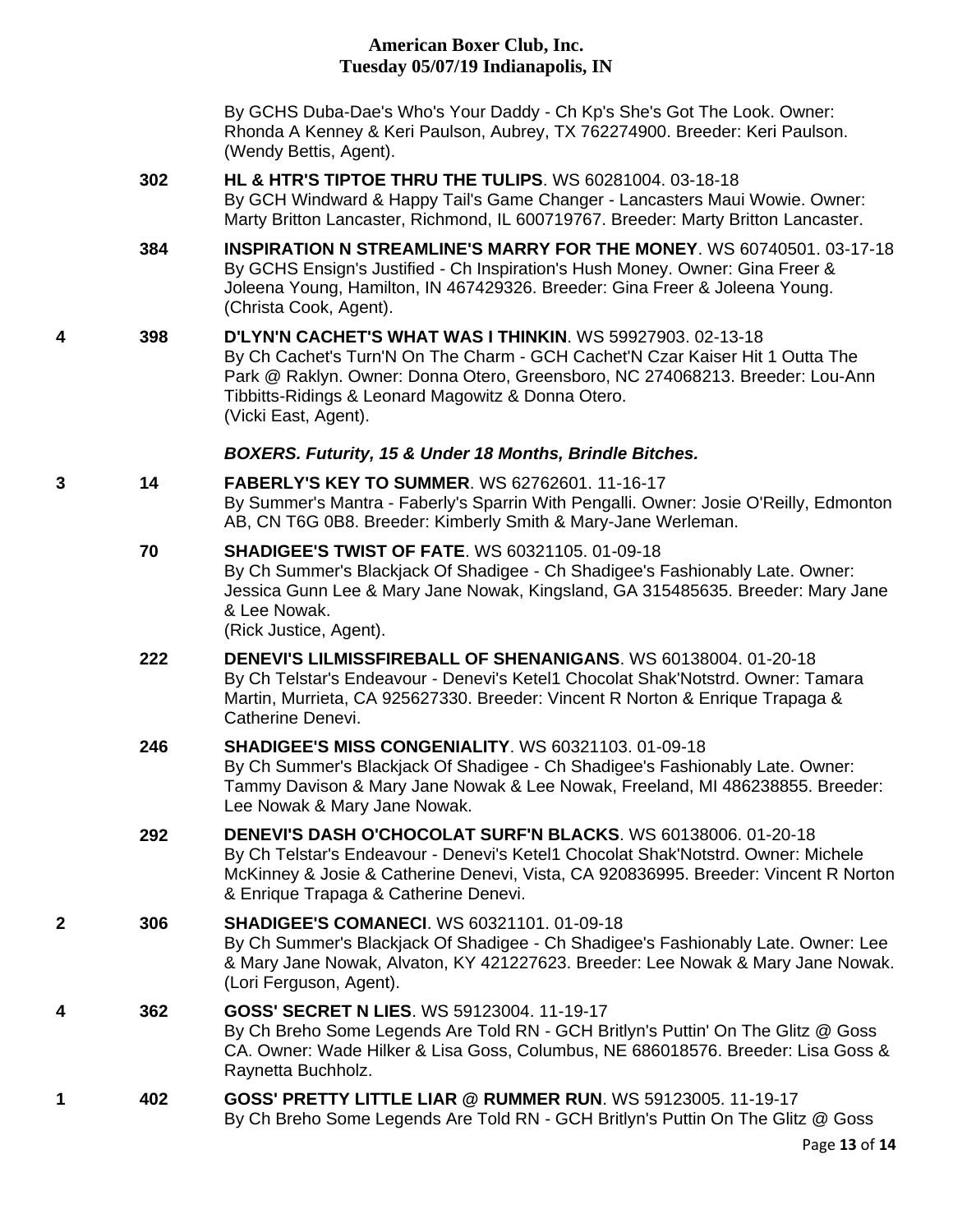By GCHS Duba-Dae's Who's Your Daddy - Ch Kp's She's Got The Look. Owner: Rhonda A Kenney & Keri Paulson, Aubrey, TX 762274900. Breeder: Keri Paulson. (Wendy Bettis, Agent).

| | | |
|---|---|---|
| | 302 | **HL & HTR'S TIPTOE THRU THE TULIPS**. WS 60281004. 03-18-18<br>By GCH Windward & Happy Tail's Game Changer - Lancasters Maui Wowie. Owner: Marty Britton Lancaster, Richmond, IL 600719767. Breeder: Marty Britton Lancaster. |
| | 384 | **INSPIRATION N STREAMLINE'S MARRY FOR THE MONEY**. WS 60740501. 03-17-18<br>By GCHS Ensign's Justified - Ch Inspiration's Hush Money. Owner: Gina Freer & Joleena Young, Hamilton, IN 467429326. Breeder: Gina Freer & Joleena Young. (Christa Cook, Agent). |
| 4 | 398 | **D'LYN'N CACHET'S WHAT WAS I THINKIN**. WS 59927903. 02-13-18<br>By Ch Cachet's Turn'N On The Charm - GCH Cachet'N Czar Kaiser Hit 1 Outta The Park @ Raklyn. Owner: Donna Otero, Greensboro, NC 274068213. Breeder: Lou-Ann Tibbitts-Ridings & Leonard Magowitz & Donna Otero.<br>(Vicki East, Agent). |

***BOXERS. Futurity, 15 & Under 18 Months, Brindle Bitches.***

| | | |
|---|---|---|
| 3 | 14 | **FABERLY'S KEY TO SUMMER**. WS 62762601. 11-16-17<br>By Summer's Mantra - Faberly's Sparrin With Pengalli. Owner: Josie O'Reilly, Edmonton AB, CN T6G 0B8. Breeder: Kimberly Smith & Mary-Jane Werleman. |
| | 70 | **SHADIGEE'S TWIST OF FATE**. WS 60321105. 01-09-18<br>By Ch Summer's Blackjack Of Shadigee - Ch Shadigee's Fashionably Late. Owner: Jessica Gunn Lee & Mary Jane Nowak, Kingsland, GA 315485635. Breeder: Mary Jane & Lee Nowak.<br>(Rick Justice, Agent). |
| | 222 | **DENEVI'S LILMISSFIREBALL OF SHENANIGANS**. WS 60138004. 01-20-18<br>By Ch Telstar's Endeavour - Denevi's Ketel1 Chocolat Shak'Notstrd. Owner: Tamara Martin, Murrieta, CA 925627330. Breeder: Vincent R Norton & Enrique Trapaga & Catherine Denevi. |
| | 246 | **SHADIGEE'S MISS CONGENIALITY**. WS 60321103. 01-09-18<br>By Ch Summer's Blackjack Of Shadigee - Ch Shadigee's Fashionably Late. Owner: Tammy Davison & Mary Jane Nowak & Lee Nowak, Freeland, MI 486238855. Breeder: Lee Nowak & Mary Jane Nowak. |
| | 292 | **DENEVI'S DASH O'CHOCOLAT SURF'N BLACKS**. WS 60138006. 01-20-18<br>By Ch Telstar's Endeavour - Denevi's Ketel1 Chocolat Shak'Notstrd. Owner: Michele McKinney & Josie & Catherine Denevi, Vista, CA 920836995. Breeder: Vincent R Norton & Enrique Trapaga & Catherine Denevi. |
| 2 | 306 | **SHADIGEE'S COMANECI**. WS 60321101. 01-09-18<br>By Ch Summer's Blackjack Of Shadigee - Ch Shadigee's Fashionably Late. Owner: Lee & Mary Jane Nowak, Alvaton, KY 421227623. Breeder: Lee Nowak & Mary Jane Nowak. (Lori Ferguson, Agent). |
| 4 | 362 | **GOSS' SECRET N LIES**. WS 59123004. 11-19-17<br>By Ch Breho Some Legends Are Told RN - GCH Britlyn's Puttin' On The Glitz @ Goss CA. Owner: Wade Hilker & Lisa Goss, Columbus, NE 686018576. Breeder: Lisa Goss & Raynetta Buchholz. |
| 1 | 402 | **GOSS' PRETTY LITTLE LIAR @ RUMMER RUN**. WS 59123005. 11-19-17<br>By Ch Breho Some Legends Are Told RN - GCH Britlyn's Puttin On The Glitz @ Goss |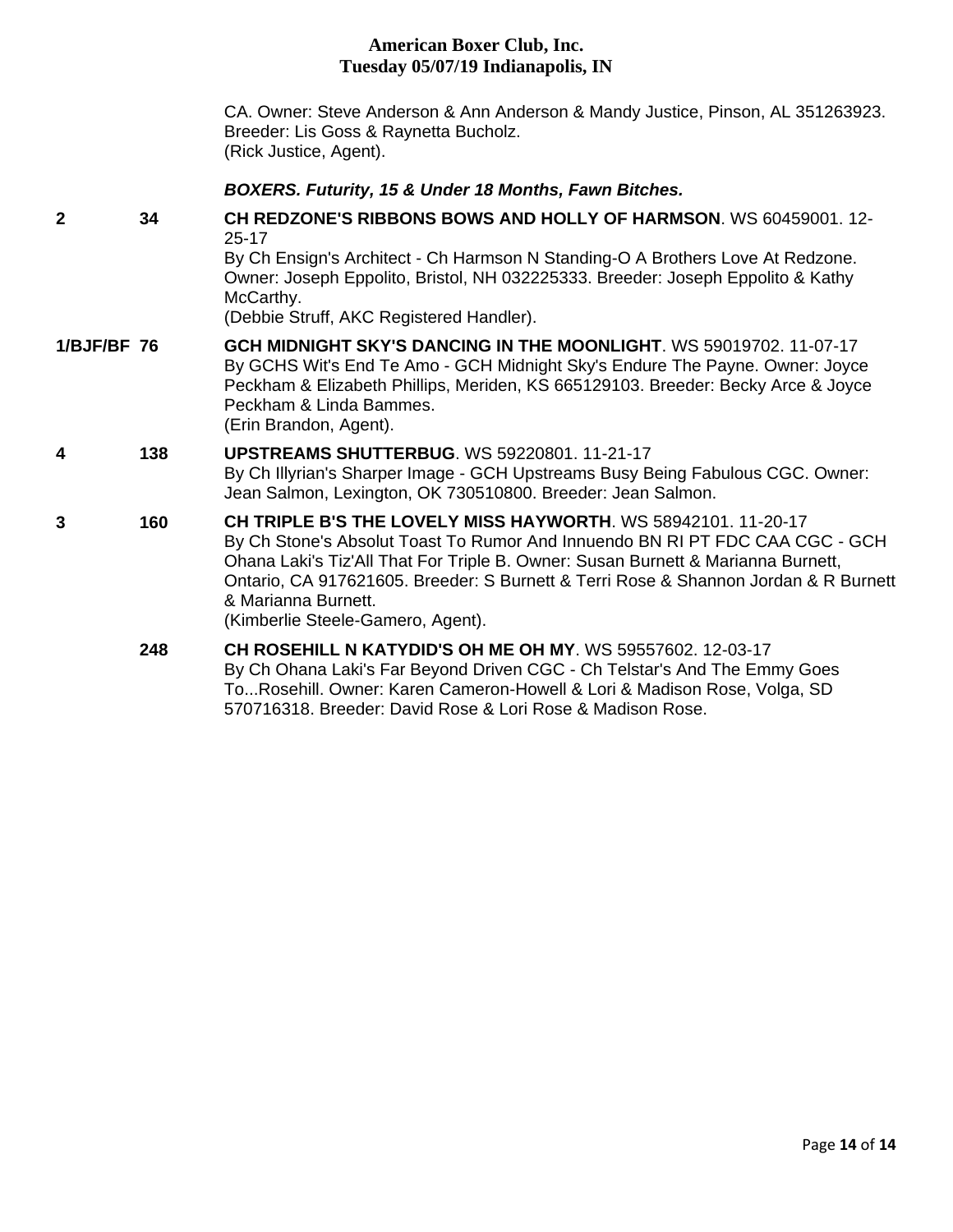CA. Owner: Steve Anderson & Ann Anderson & Mandy Justice, Pinson, AL 351263923. Breeder: Lis Goss & Raynetta Bucholz.
(Rick Justice, Agent).

***BOXERS. Futurity, 15 & Under 18 Months, Fawn Bitches.***

| | | |
|---|---|---|
| 2 | 34 | **CH REDZONE'S RIBBONS BOWS AND HOLLY OF HARMSON**. WS 60459001. 12-25-17<br>By Ch Ensign's Architect - Ch Harmson N Standing-O A Brothers Love At Redzone. Owner: Joseph Eppolito, Bristol, NH 032225333. Breeder: Joseph Eppolito & Kathy McCarthy.<br>(Debbie Struff, AKC Registered Handler). |
| 1/BJF/BF | 76 | **GCH MIDNIGHT SKY'S DANCING IN THE MOONLIGHT**. WS 59019702. 11-07-17<br>By GCHS Wit's End Te Amo - GCH Midnight Sky's Endure The Payne. Owner: Joyce Peckham & Elizabeth Phillips, Meriden, KS 665129103. Breeder: Becky Arce & Joyce Peckham & Linda Bammes.<br>(Erin Brandon, Agent). |
| 4 | 138 | **UPSTREAMS SHUTTERBUG**. WS 59220801. 11-21-17<br>By Ch Illyrian's Sharper Image - GCH Upstreams Busy Being Fabulous CGC. Owner: Jean Salmon, Lexington, OK 730510800. Breeder: Jean Salmon. |
| 3 | 160 | **CH TRIPLE B'S THE LOVELY MISS HAYWORTH**. WS 58942101. 11-20-17<br>By Ch Stone's Absolut Toast To Rumor And Innuendo BN RI PT FDC CAA CGC - GCH Ohana Laki's Tiz'All That For Triple B. Owner: Susan Burnett & Marianna Burnett, Ontario, CA 917621605. Breeder: S Burnett & Terri Rose & Shannon Jordan & R Burnett & Marianna Burnett.<br>(Kimberlie Steele-Gamero, Agent). |
| | 248 | **CH ROSEHILL N KATYDID'S OH ME OH MY**. WS 59557602. 12-03-17<br>By Ch Ohana Laki's Far Beyond Driven CGC - Ch Telstar's And The Emmy Goes To...Rosehill. Owner: Karen Cameron-Howell & Lori & Madison Rose, Volga, SD 570716318. Breeder: David Rose & Lori Rose & Madison Rose. |